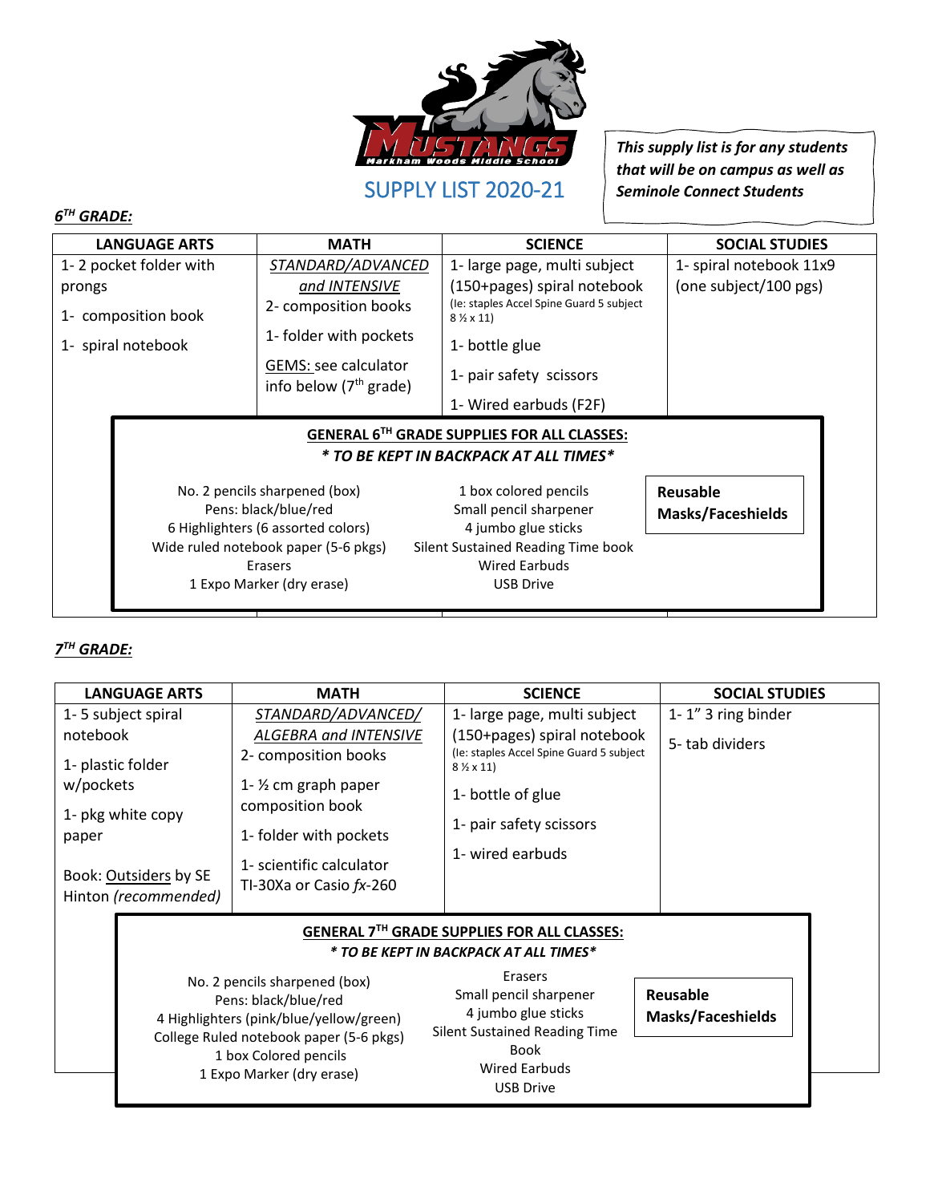Markham Woods Middle School

# SUPPLY LIST 2020-21

***This supply list is for any students that will be on campus as well as Seminole Connect Students***

## *6TH GRADE:*

| LANGUAGE ARTS | MATH | SCIENCE | SOCIAL STUDIES |
|---|---|---|---|
| 1- 2 pocket folder with prongs<br>1- composition book<br>1- spiral notebook | *STANDARD/ADVANCED and INTENSIVE*<br>2- composition books<br>1- folder with pockets<br>GEMS: see calculator info below (7th grade) | 1- large page, multi subject (150+pages) spiral notebook (Ie: staples Accel Spine Guard 5 subject 8 ½ x 11)<br>1- bottle glue<br>1- pair safety scissors<br>1- Wired earbuds (F2F) | 1- spiral notebook 11x9 (one subject/100 pgs) |

**GENERAL 6TH GRADE SUPPLIES FOR ALL CLASSES:**
***\* TO BE KEPT IN BACKPACK AT ALL TIMES\****

No. 2 pencils sharpened (box)
Pens: black/blue/red
6 Highlighters (6 assorted colors)
Wide ruled notebook paper (5-6 pkgs)
Erasers
1 Expo Marker (dry erase)

1 box colored pencils
Small pencil sharpener
4 jumbo glue sticks
Silent Sustained Reading Time book
Wired Earbuds
USB Drive

**Reusable Masks/Faceshields**

## *7TH GRADE:*

| LANGUAGE ARTS | MATH | SCIENCE | SOCIAL STUDIES |
|---|---|---|---|
| 1- 5 subject spiral notebook<br>1- plastic folder w/pockets<br>1- pkg white copy paper<br>Book: Outsiders by SE Hinton *(recommended)* | *STANDARD/ADVANCED/ ALGEBRA and INTENSIVE*<br>2- composition books<br>1- ½ cm graph paper composition book<br>1- folder with pockets<br>1- scientific calculator TI-30Xa or Casio *fx*-260 | 1- large page, multi subject (150+pages) spiral notebook (Ie: staples Accel Spine Guard 5 subject 8 ½ x 11)<br>1- bottle of glue<br>1- pair safety scissors<br>1- wired earbuds | 1- 1" 3 ring binder<br>5- tab dividers |

**GENERAL 7TH GRADE SUPPLIES FOR ALL CLASSES:**
***\* TO BE KEPT IN BACKPACK AT ALL TIMES\****

No. 2 pencils sharpened (box)
Pens: black/blue/red
4 Highlighters (pink/blue/yellow/green)
College Ruled notebook paper (5-6 pkgs)
1 box Colored pencils
1 Expo Marker (dry erase)

Erasers
Small pencil sharpener
4 jumbo glue sticks
Silent Sustained Reading Time Book
Wired Earbuds
USB Drive

**Reusable Masks/Faceshields**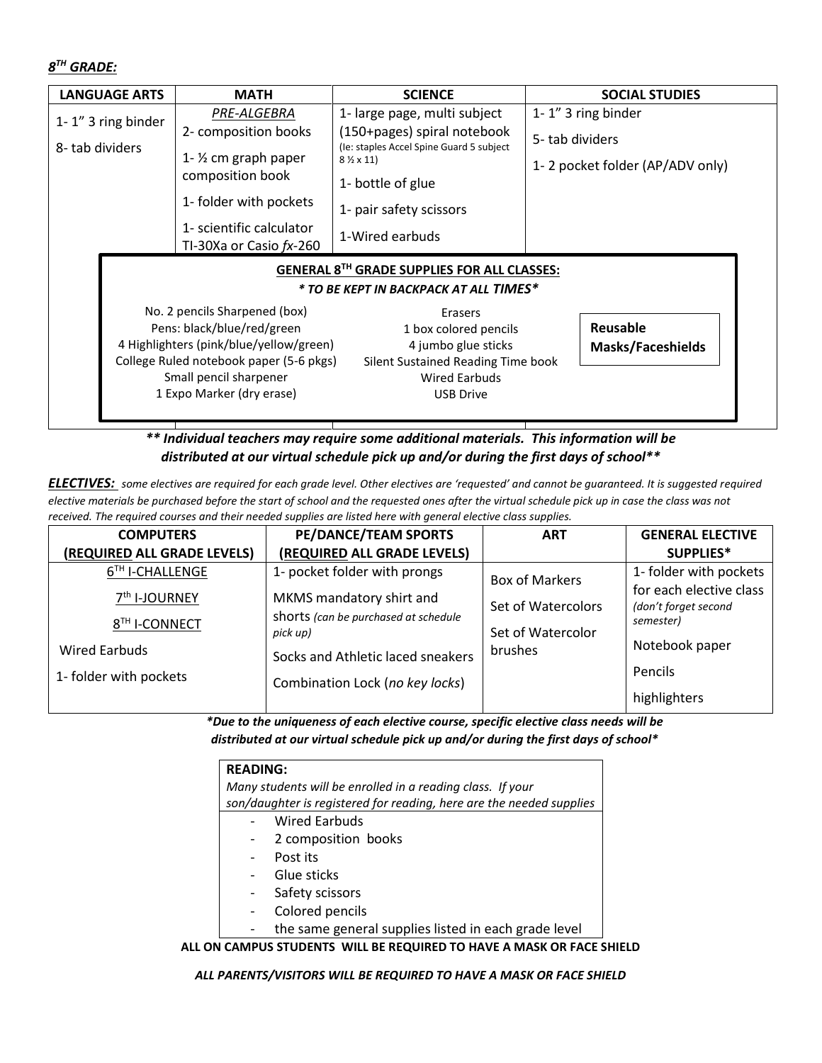## *8TH GRADE:*

| LANGUAGE ARTS | MATH | SCIENCE | SOCIAL STUDIES |
|---|---|---|---|
| 1- 1" 3 ring binder<br>8- tab dividers | *PRE-ALGEBRA*<br>2- composition books<br>1- ½ cm graph paper composition book<br>1- folder with pockets<br>1- scientific calculator TI-30Xa or Casio *fx*-260 | 1- large page, multi subject (150+pages) spiral notebook (Ie: staples Accel Spine Guard 5 subject 8 ½ x 11)<br>1- bottle of glue<br>1- pair safety scissors<br>1-Wired earbuds | 1- 1" 3 ring binder<br>5- tab dividers<br>1- 2 pocket folder (AP/ADV only) |

**GENERAL 8TH GRADE SUPPLIES FOR ALL CLASSES:**

***TO BE KEPT IN BACKPACK AT ALL TIMES***

- No. 2 pencils Sharpened (box)
- Pens: black/blue/red/green
- 4 Highlighters (pink/blue/yellow/green)
- College Ruled notebook paper (5-6 pkgs)
- Small pencil sharpener
- 1 Expo Marker (dry erase)
- Erasers
- 1 box colored pencils
- 4 jumbo glue sticks
- Silent Sustained Reading Time book
- Wired Earbuds
- USB Drive

**Reusable Masks/Faceshields**

***\*\* Individual teachers may require some additional materials. This information will be distributed at our virtual schedule pick up and/or during the first days of school\*\****

***ELECTIVES:*** *some electives are required for each grade level. Other electives are 'requested' and cannot be guaranteed. It is suggested required elective materials be purchased before the start of school and the requested ones after the virtual schedule pick up in case the class was not received. The required courses and their needed supplies are listed here with general elective class supplies.*

| COMPUTERS (REQUIRED ALL GRADE LEVELS) | PE/DANCE/TEAM SPORTS (REQUIRED ALL GRADE LEVELS) | ART | GENERAL ELECTIVE SUPPLIES* |
|---|---|---|---|
| 6TH I-CHALLENGE<br>7th I-JOURNEY<br>8TH I-CONNECT<br>Wired Earbuds<br>1- folder with pockets | 1- pocket folder with prongs<br>MKMS mandatory shirt and shorts *(can be purchased at schedule pick up)*<br>Socks and Athletic laced sneakers<br>Combination Lock (*no key locks*) | Box of Markers<br>Set of Watercolors<br>Set of Watercolor brushes | 1- folder with pockets for each elective class *(don't forget second semester)*<br>Notebook paper<br>Pencils<br>highlighters |

***Due to the uniqueness of each elective course, specific elective class needs will be distributed at our virtual schedule pick up and/or during the first days of school***

**READING:**

*Many students will be enrolled in a reading class. If your son/daughter is registered for reading, here are the needed supplies*

- Wired Earbuds
- 2 composition books
- Post its
- Glue sticks
- Safety scissors
- Colored pencils
- the same general supplies listed in each grade level

**ALL ON CAMPUS STUDENTS WILL BE REQUIRED TO HAVE A MASK OR FACE SHIELD**

***ALL PARENTS/VISITORS WILL BE REQUIRED TO HAVE A MASK OR FACE SHIELD***